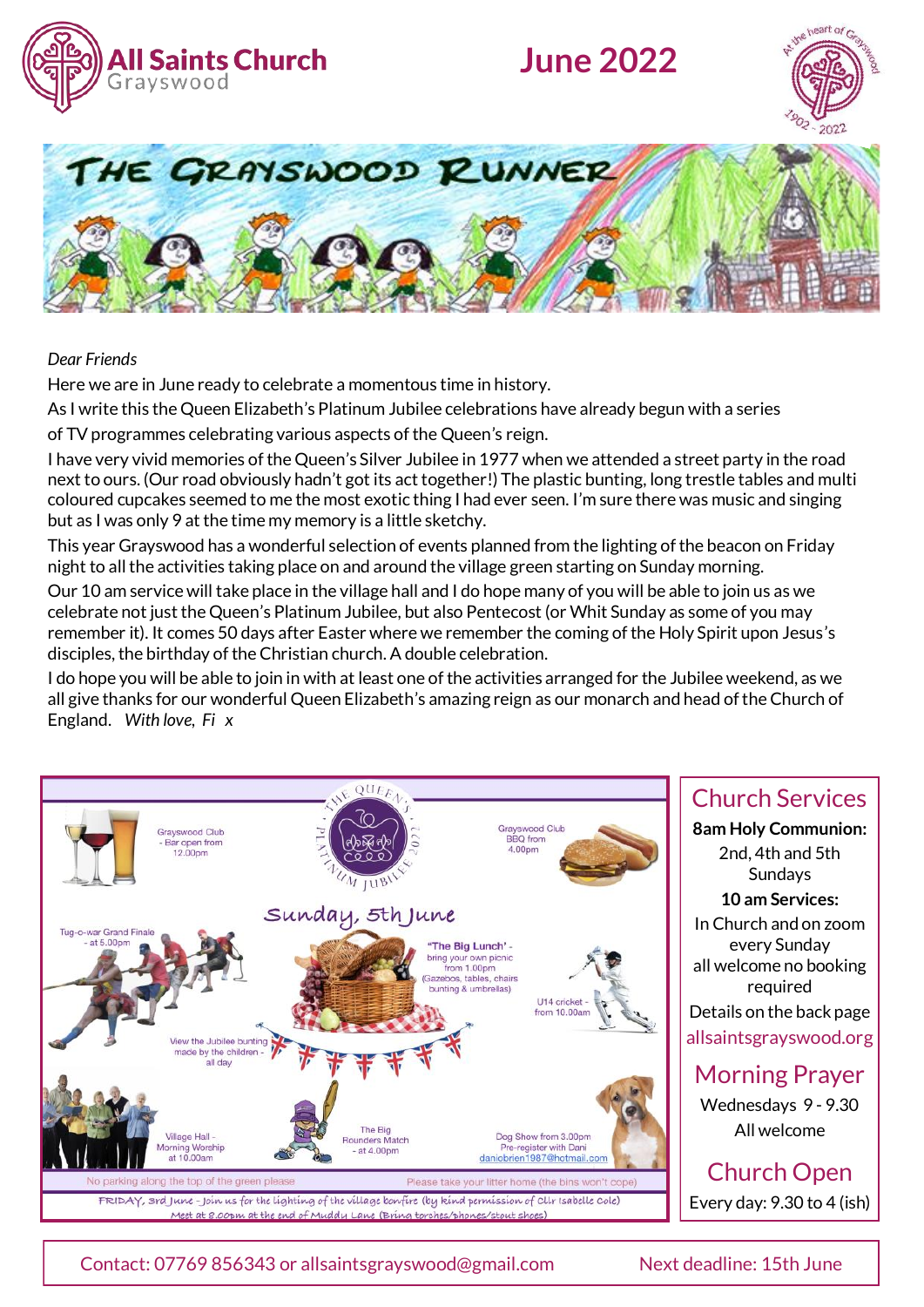# All Saints Church Grayswood

## June 2022

At the heart of Grayswood 1902 - 2022

# THE GRAYSWOOD RUNNER

*Dear Friends*

Here we are in June ready to celebrate a momentous time in history.

As I write this the Queen Elizabeth's Platinum Jubilee celebrations have already begun with a series of TV programmes celebrating various aspects of the Queen's reign.

I have very vivid memories of the Queen's Silver Jubilee in 1977 when we attended a street party in the road next to ours. (Our road obviously hadn't got its act together!) The plastic bunting, long trestle tables and multi coloured cupcakes seemed to me the most exotic thing I had ever seen. I'm sure there was music and singing but as I was only 9 at the time my memory is a little sketchy.

This year Grayswood has a wonderful selection of events planned from the lighting of the beacon on Friday night to all the activities taking place on and around the village green starting on Sunday morning.

Our 10 am service will take place in the village hall and I do hope many of you will be able to join us as we celebrate not just the Queen's Platinum Jubilee, but also Pentecost (or Whit Sunday as some of you may remember it). It comes 50 days after Easter where we remember the coming of the Holy Spirit upon Jesus's disciples, the birthday of the Christian church. A double celebration.

I do hope you will be able to join in with at least one of the activities arranged for the Jubilee weekend, as we all give thanks for our wonderful Queen Elizabeth's amazing reign as our monarch and head of the Church of England. *With love, Fi x*

---

The Queen's Platinum Jubilee 2022

### Sunday, 5th June

- Grayswood Club - Bar open from 12.00pm
- Grayswood Club BBQ from 4.00pm
- Tug-o-war Grand Finale - at 5.00pm
- "The Big Lunch" - bring your own picnic from 1.00pm (Gazebos, tables, chairs bunting & umbrellas)
- U14 cricket - from 10.00am
- View the Jubilee bunting made by the children - all day
- Village Hall - Morning Worship at 10.00am
- The Big Rounders Match - at 4.00pm
- Dog Show from 3.00pm Pre-register with Dani daniobrien1987@hotmail.com

No parking along the top of the green please

Please take your litter home (the bins won't cope)

FRIDAY, 3rd June - Join us for the lighting of the village bonfire (by kind permission of Cllr Isabelle Cole) Meet at 8.00pm at the end of Muddy Lane (Bring torches/phones/stout shoes)

---

## Church Services

**8am Holy Communion:**
2nd, 4th and 5th Sundays

**10 am Services:**
In Church and on zoom every Sunday
all welcome no booking required
Details on the back page
allsaintsgrayswood.org

## Morning Prayer

Wednesdays 9 - 9.30
All welcome

## Church Open

Every day: 9.30 to 4 (ish)

---

Contact: 07769 856343 or allsaintsgrayswood@gmail.com    Next deadline: 15th June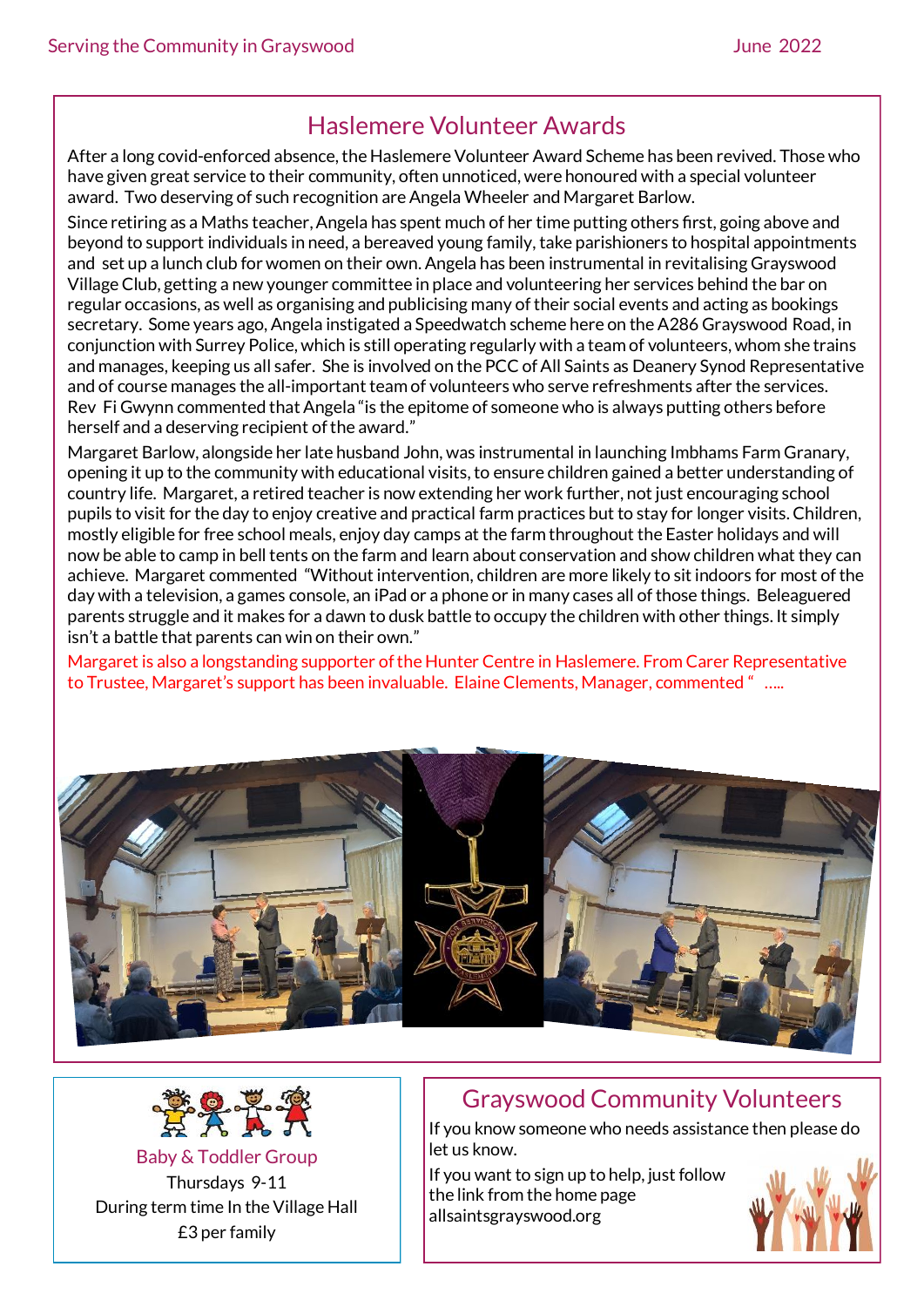## Haslemere Volunteer Awards

After a long covid-enforced absence, the Haslemere Volunteer Award Scheme has been revived. Those who have given great service to their community, often unnoticed, were honoured with a special volunteer award. Two deserving of such recognition are Angela Wheeler and Margaret Barlow.

Since retiring as a Maths teacher, Angela has spent much of her time putting others first, going above and beyond to support individuals in need, a bereaved young family, take parishioners to hospital appointments and set up a lunch club for women on their own. Angela has been instrumental in revitalising Grayswood Village Club, getting a new younger committee in place and volunteering her services behind the bar on regular occasions, as well as organising and publicising many of their social events and acting as bookings secretary. Some years ago, Angela instigated a Speedwatch scheme here on the A286 Grayswood Road, in conjunction with Surrey Police, which is still operating regularly with a team of volunteers, whom she trains and manages, keeping us all safer. She is involved on the PCC of All Saints as Deanery Synod Representative and of course manages the all-important team of volunteers who serve refreshments after the services. Rev Fi Gwynn commented that Angela "is the epitome of someone who is always putting others before herself and a deserving recipient of the award."

Margaret Barlow, alongside her late husband John, was instrumental in launching Imbhams Farm Granary, opening it up to the community with educational visits, to ensure children gained a better understanding of country life. Margaret, a retired teacher is now extending her work further, not just encouraging school pupils to visit for the day to enjoy creative and practical farm practices but to stay for longer visits. Children, mostly eligible for free school meals, enjoy day camps at the farm throughout the Easter holidays and will now be able to camp in bell tents on the farm and learn about conservation and show children what they can achieve. Margaret commented "Without intervention, children are more likely to sit indoors for most of the day with a television, a games console, an iPad or a phone or in many cases all of those things. Beleaguered parents struggle and it makes for a dawn to dusk battle to occupy the children with other things. It simply isn't a battle that parents can win on their own."

Margaret is also a longstanding supporter of the Hunter Centre in Haslemere. From Carer Representative to Trustee, Margaret's support has been invaluable. Elaine Clements, Manager, commented " .....

### Baby & Toddler Group

Thursdays 9-11

During term time In the Village Hall

£3 per family

## Grayswood Community Volunteers

If you know someone who needs assistance then please do let us know.

If you want to sign up to help, just follow the link from the home page allsaintsgrayswood.org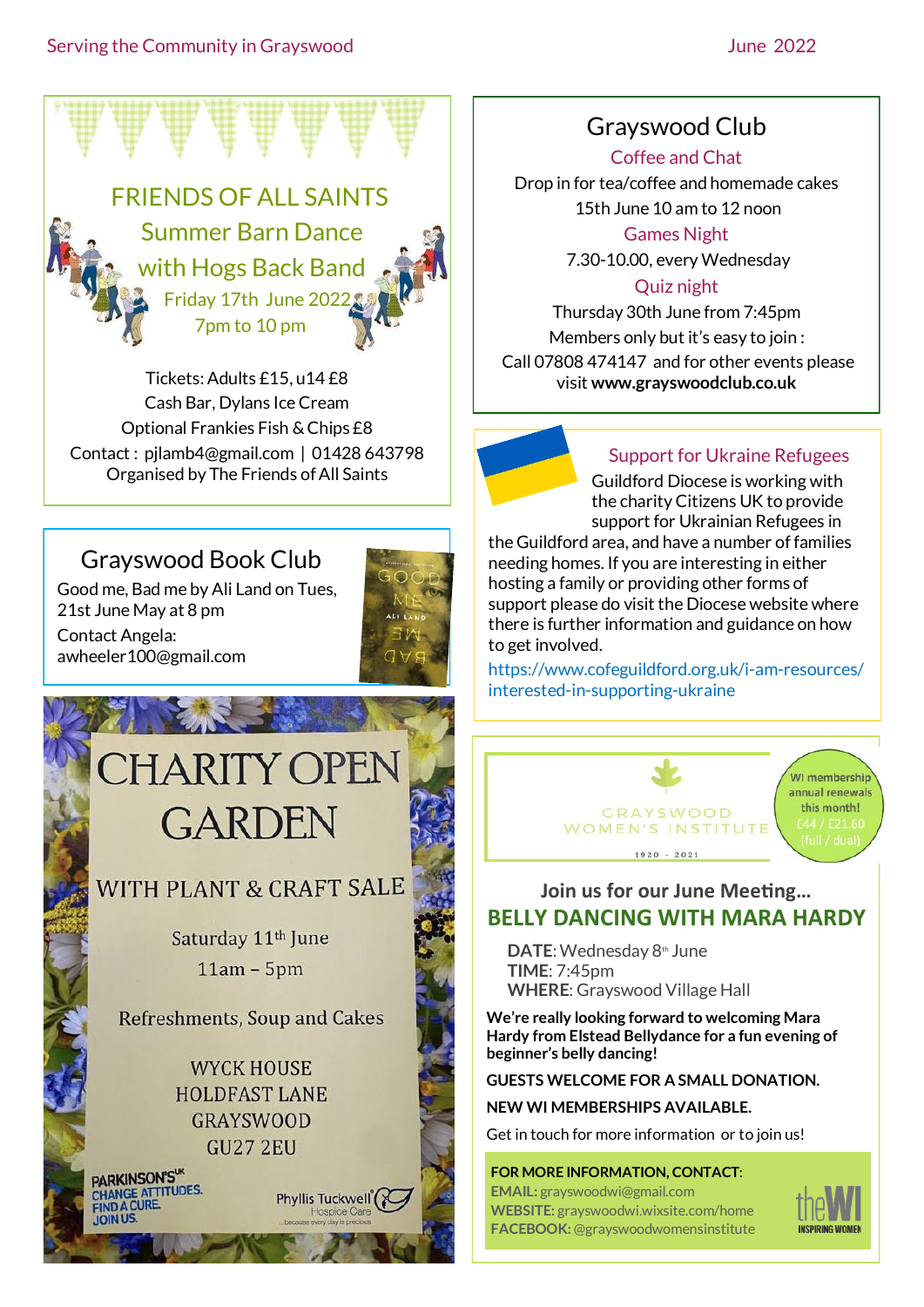## FRIENDS OF ALL SAINTS

### Summer Barn Dance with Hogs Back Band

Friday 17th June 2022

7pm to 10 pm

Tickets: Adults £15, u14 £8

Cash Bar, Dylans Ice Cream

Optional Frankies Fish & Chips £8

Contact : pjlamb4@gmail.com | 01428 643798

Organised by The Friends of All Saints

## Grayswood Book Club

Good me, Bad me by Ali Land on Tues, 21st June May at 8 pm

Contact Angela: awheeler100@gmail.com

## CHARITY OPEN GARDEN

### WITH PLANT & CRAFT SALE

Saturday 11th June

11am – 5pm

Refreshments, Soup and Cakes

WYCK HOUSE
HOLDFAST LANE
GRAYSWOOD
GU27 2EU

PARKINSON'S UK – CHANGE ATTITUDES. FIND A CURE. JOIN US.

Phyllis Tuckwell Hospice Care …because every day is precious

## Grayswood Club

**Coffee and Chat**

Drop in for tea/coffee and homemade cakes

15th June 10 am to 12 noon

**Games Night**

7.30-10.00, every Wednesday

**Quiz night**

Thursday 30th June from 7:45pm

Members only but it's easy to join :

Call 07808 474147 and for other events please visit **www.grayswoodclub.co.uk**

## Support for Ukraine Refugees

Guildford Diocese is working with the charity Citizens UK to provide support for Ukrainian Refugees in the Guildford area, and have a number of families needing homes. If you are interesting in either hosting a family or providing other forms of support please do visit the Diocese website where there is further information and guidance on how to get involved.

https://www.cofeguildford.org.uk/i-am-resources/interested-in-supporting-ukraine

## GRAYSWOOD WOMEN'S INSTITUTE

1920 - 2021

WI membership annual renewals this month! £44 / £21.60 (full / dual)

### Join us for our June Meeting…

### BELLY DANCING WITH MARA HARDY

**DATE**: Wednesday 8th June
**TIME**: 7:45pm
**WHERE**: Grayswood Village Hall

**We're really looking forward to welcoming Mara Hardy from Elstead Bellydance for a fun evening of beginner's belly dancing!**

**GUESTS WELCOME FOR A SMALL DONATION.**

**NEW WI MEMBERSHIPS AVAILABLE.**

Get in touch for more information or to join us!

**FOR MORE INFORMATION, CONTACT:**
**EMAIL:** grayswoodwi@gmail.com
**WEBSITE:** grayswoodwi.wixsite.com/home
**FACEBOOK:** @grayswoodwomensinstitute

the WI – INSPIRING WOMEN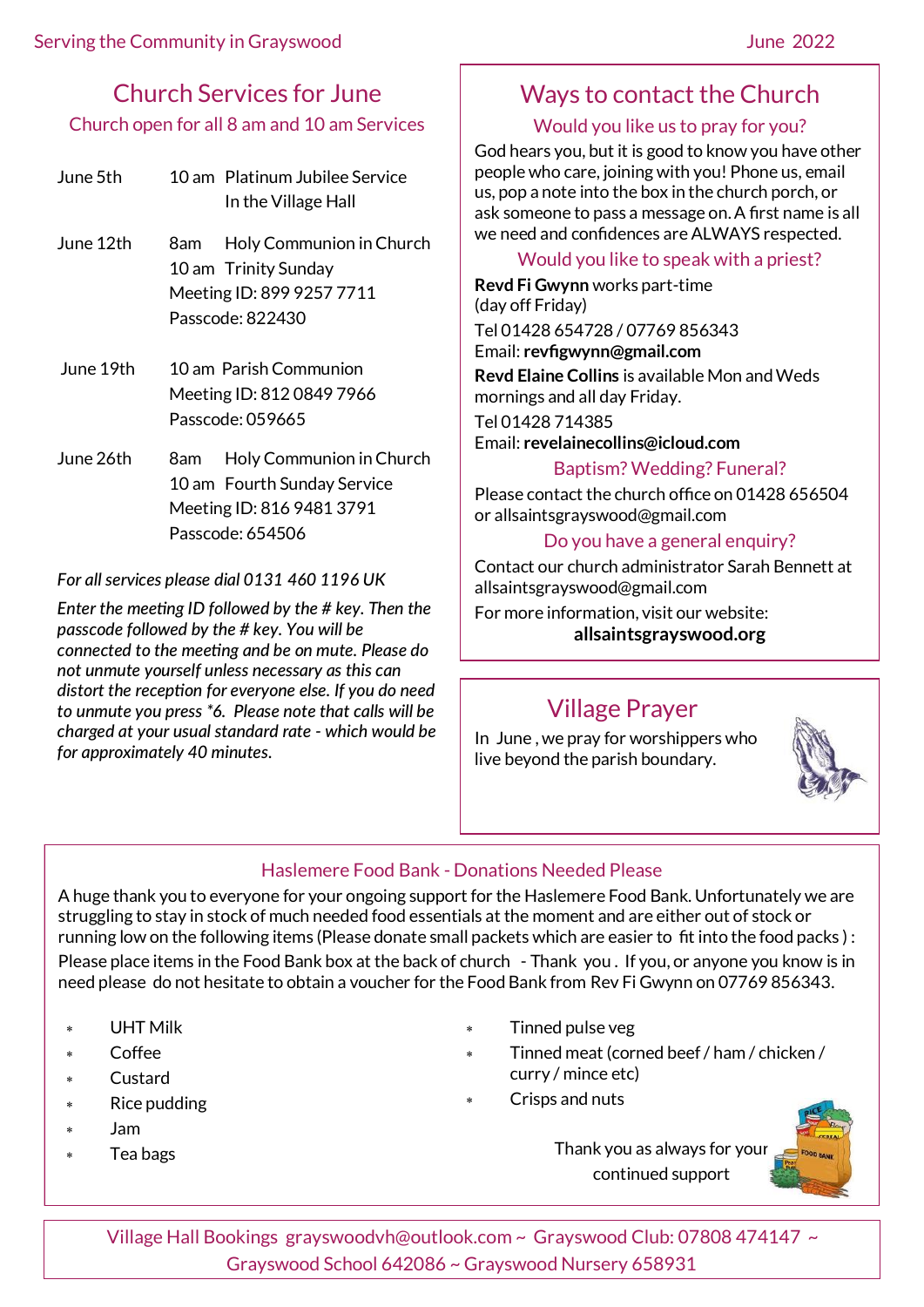## Church Services for June

Church open for all 8 am and 10 am Services

| | | |
|---|---|---|
| June 5th | 10 am | Platinum Jubilee Service In the Village Hall |
| June 12th | 8am | Holy Communion in Church |
| | 10 am | Trinity Sunday Meeting ID: 899 9257 7711 Passcode: 822430 |
| June 19th | 10 am | Parish Communion Meeting ID: 812 0849 7966 Passcode: 059665 |
| June 26th | 8am | Holy Communion in Church |
| | 10 am | Fourth Sunday Service Meeting ID: 816 9481 3791 Passcode: 654506 |

*For all services please dial 0131 460 1196 UK*

*Enter the meeting ID followed by the # key. Then the passcode followed by the # key. You will be connected to the meeting and be on mute. Please do not unmute yourself unless necessary as this can distort the reception for everyone else. If you do need to unmute you press *6. Please note that calls will be charged at your usual standard rate - which would be for approximately 40 minutes.*

## Ways to contact the Church

### Would you like us to pray for you?

God hears you, but it is good to know you have other people who care, joining with you! Phone us, email us, pop a note into the box in the church porch, or ask someone to pass a message on. A first name is all we need and confidences are ALWAYS respected.

### Would you like to speak with a priest?

**Revd Fi Gwynn** works part-time (day off Friday)

Tel 01428 654728 / 07769 856343

Email: **revfigwynn@gmail.com**

**Revd Elaine Collins** is available Mon and Weds mornings and all day Friday.

Tel 01428 714385

Email: **revelainecollins@icloud.com**

### Baptism? Wedding? Funeral?

Please contact the church office on 01428 656504 or allsaintsgrayswood@gmail.com

### Do you have a general enquiry?

Contact our church administrator Sarah Bennett at allsaintsgrayswood@gmail.com

For more information, visit our website: **allsaintsgrayswood.org**

## Village Prayer

In June , we pray for worshippers who live beyond the parish boundary.

### Haslemere Food Bank - Donations Needed Please

A huge thank you to everyone for your ongoing support for the Haslemere Food Bank. Unfortunately we are struggling to stay in stock of much needed food essentials at the moment and are either out of stock or running low on the following items (Please donate small packets which are easier to fit into the food packs ) :

Please place items in the Food Bank box at the back of church - Thank you . If you, or anyone you know is in need please do not hesitate to obtain a voucher for the Food Bank from Rev Fi Gwynn on 07769 856343.

- UHT Milk
- Coffee
- Custard
- Rice pudding
- Jam
- Tea bags
- Tinned pulse veg
- Tinned meat (corned beef / ham / chicken / curry / mince etc)
- Crisps and nuts

Thank you as always for your continued support

Village Hall Bookings grayswoodvh@outlook.com ~ Grayswood Club: 07808 474147 ~ Grayswood School 642086 ~ Grayswood Nursery 658931